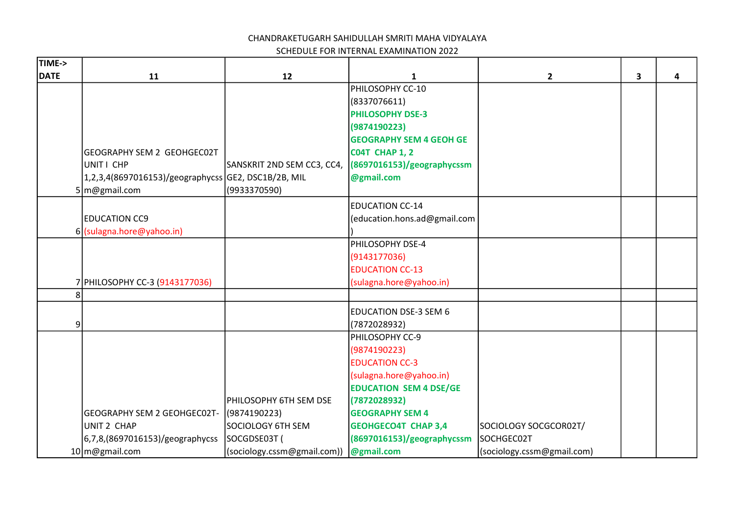CHANDRAKETUGARH SAHIDULLAH SMRITI MAHA VIDYALAYA

SCHEDULE FOR INTERNAL EXAMINATION 2022

| TIME-> DATE | 11 | 12 | 1 | 2 | 3 | 4 |
|---|---|---|---|---|---|---|
| 5 | GEOGRAPHY SEM 2 GEOHGEC02T UNIT I CHP 1,2,3,4(8697016153)/geographycssm@gmail.com | SANSKRIT 2ND SEM CC3, CC4, GE2, DSC1B/2B, MIL (9933370590) | PHILOSOPHY CC-10 (8337076611) **PHILOSOPHY DSE-3 (9874190223)** **GEOGRAPHY SEM 4 GEOH GE C04T CHAP 1, 2 (8697016153)/geographycssm@gmail.com** | | | |
| 6 | EDUCATION CC9 (sulagna.hore@yahoo.in) | | EDUCATION CC-14 (education.hons.ad@gmail.com) | | | |
| 7 | PHILOSOPHY CC-3 (9143177036) | | PHILOSOPHY DSE-4 (9143177036) EDUCATION CC-13 (sulagna.hore@yahoo.in) | | | |
| 8 | | | | | | |
| 9 | | | EDUCATION DSE-3 SEM 6 (7872028932) | | | |
| 10 | GEOGRAPHY SEM 2 GEOHGEC02T-UNIT 2 CHAP 6,7,8,(8697016153)/geographycssm@gmail.com | PHILOSOPHY 6TH SEM DSE (9874190223) SOCIOLOGY 6TH SEM SOCGDSE03T ( (sociology.cssm@gmail.com)) | PHILOSOPHY CC-9 (9874190223) EDUCATION CC-3 (sulagna.hore@yahoo.in) **EDUCATION SEM 4 DSE/GE (7872028932)** **GEOGRAPHY SEM 4 GEOHGECO4T CHAP 3,4 (8697016153)/geographycssm@gmail.com** | SOCIOLOGY SOCGCOR02T/ SOCHGEC02T (sociology.cssm@gmail.com) | | |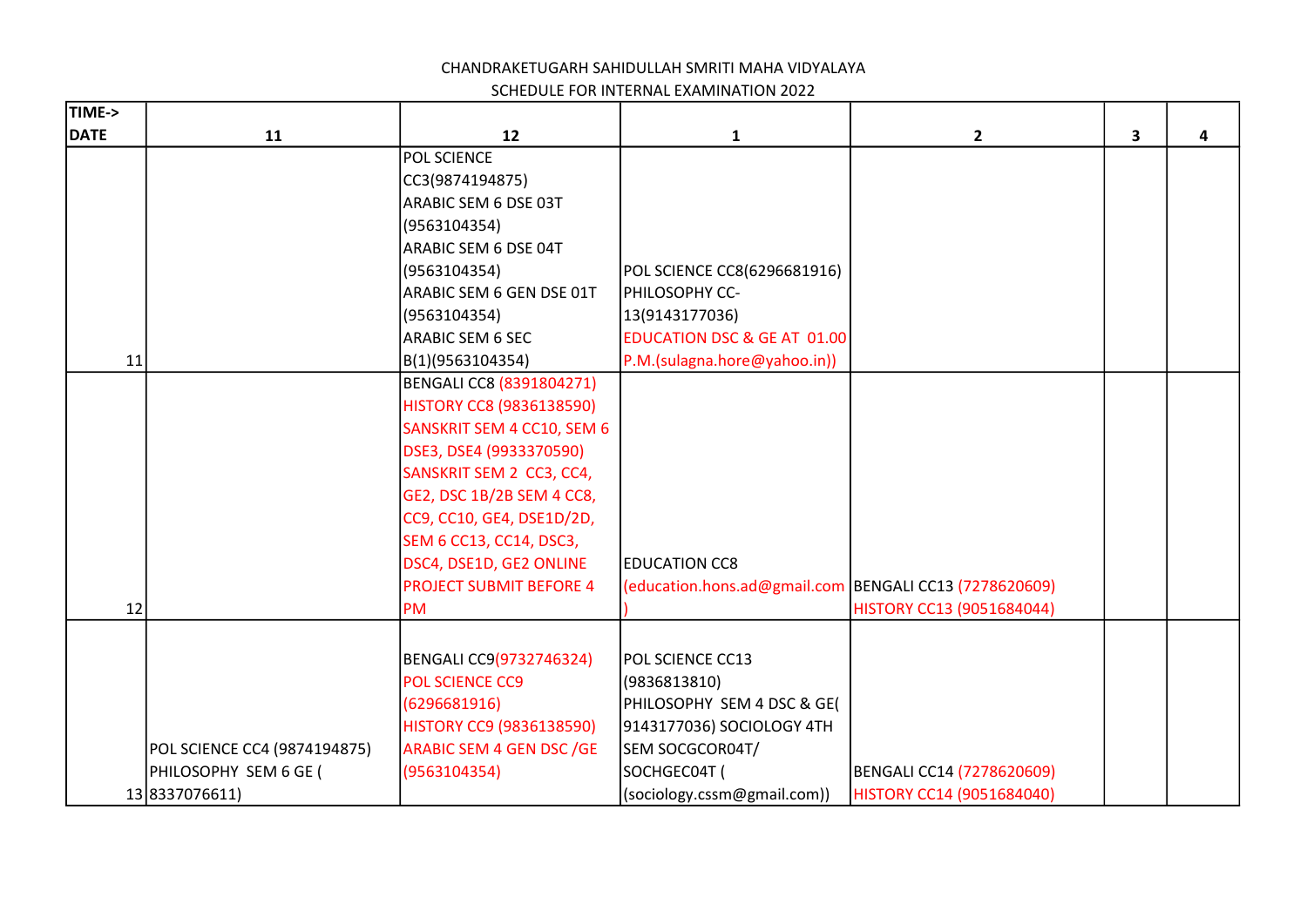CHANDRAKETUGARH SAHIDULLAH SMRITI MAHA VIDYALAYA

SCHEDULE FOR INTERNAL EXAMINATION 2022

| TIME-> DATE | 11 | 12 | 1 | 2 | 3 | 4 |
|---|---|---|---|---|---|---|
| 11 | | POL SCIENCE CC3(9874194875) ARABIC SEM 6 DSE 03T (9563104354) ARABIC SEM 6 DSE 04T (9563104354) ARABIC SEM 6 GEN DSE 01T (9563104354) ARABIC SEM 6 SEC B(1)(9563104354) | POL SCIENCE CC8(6296681916) PHILOSOPHY CC-13(9143177036) EDUCATION DSC & GE AT 01.00 P.M.(sulagna.hore@yahoo.in)) | | | |
| 12 | | BENGALI CC8 (8391804271) HISTORY CC8 (9836138590) SANSKRIT SEM 4 CC10, SEM 6 DSE3, DSE4 (9933370590) SANSKRIT SEM 2 CC3, CC4, GE2, DSC 1B/2B SEM 4 CC8, CC9, CC10, GE4, DSE1D/2D, SEM 6 CC13, CC14, DSC3, DSC4, DSE1D, GE2 ONLINE PROJECT SUBMIT BEFORE 4 PM | EDUCATION CC8 (education.hons.ad@gmail.com) | BENGALI CC13 (7278620609) HISTORY CC13 (9051684044) | | |
| 13 | POL SCIENCE CC4 (9874194875) PHILOSOPHY SEM 6 GE ( 8337076611) | BENGALI CC9(9732746324) POL SCIENCE CC9 (6296681916) HISTORY CC9 (9836138590) ARABIC SEM 4 GEN DSC /GE (9563104354) | POL SCIENCE CC13 (9836813810) PHILOSOPHY SEM 4 DSC & GE( 9143177036) SOCIOLOGY 4TH SEM SOCGCOR04T/ SOCHGEC04T ( (sociology.cssm@gmail.com)) | BENGALI CC14 (7278620609) HISTORY CC14 (9051684040) | | |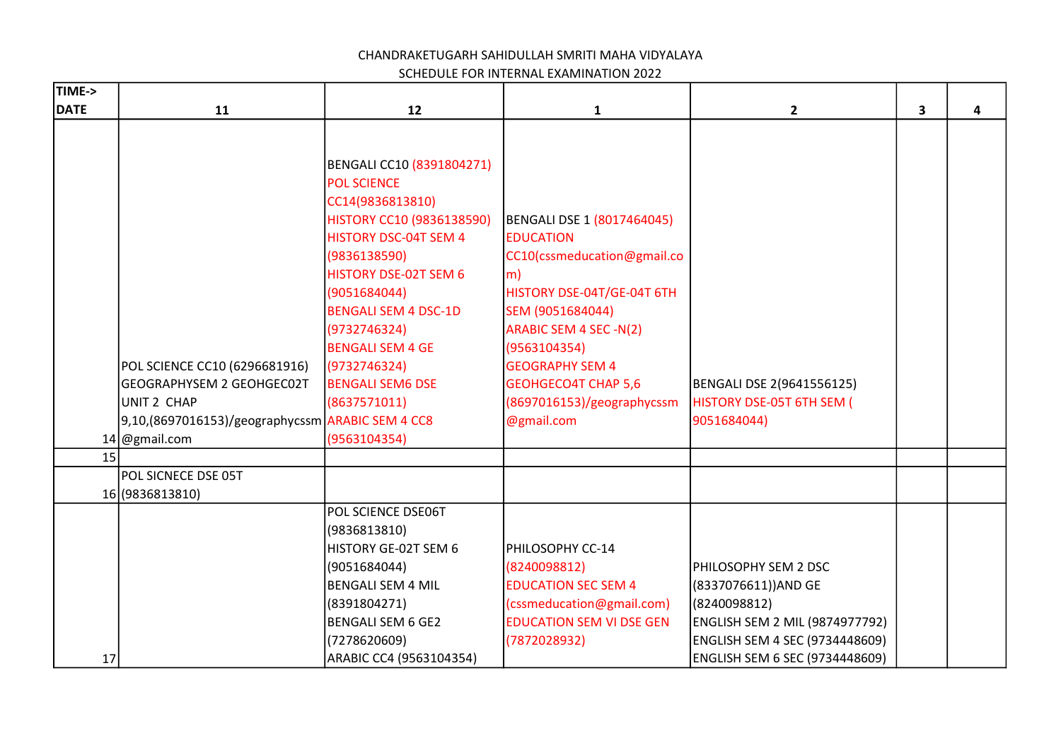CHANDRAKETUGARH SAHIDULLAH SMRITI MAHA VIDYALAYA

SCHEDULE FOR INTERNAL EXAMINATION 2022

| TIME-> DATE | 11 | 12 | 1 | 2 | 3 | 4 |
|---|---|---|---|---|---|---|
| 14 | POL SCIENCE CC10 (6296681916) GEOGRAPHYSEM 2 GEOHGEC02T UNIT 2 CHAP 9,10,(8697016153)/geographycssm@gmail.com | BENGALI CC10 (8391804271) POL SCIENCE CC14(9836813810) HISTORY CC10 (9836138590) HISTORY DSC-04T SEM 4 (9836138590) HISTORY DSE-02T SEM 6 (9051684044) BENGALI SEM 4 DSC-1D (9732746324) BENGALI SEM 4 GE (9732746324) BENGALI SEM6 DSE (8637571011) ARABIC SEM 4 CC8 (9563104354) | BENGALI DSE 1 (8017464045) EDUCATION CC10(cssmeducation@gmail.com) HISTORY DSE-04T/GE-04T 6TH SEM (9051684044) ARABIC SEM 4 SEC -N(2) (9563104354) GEOGRAPHY SEM 4 GEOHGECO4T CHAP 5,6 (8697016153)/geographycssm@gmail.com | BENGALI DSE 2(9641556125) HISTORY DSE-05T 6TH SEM ( 9051684044) | | |
| 15 | | | | | | |
| 16 | POL SICNECE DSE 05T (9836813810) | | | | | |
| 17 | | POL SCIENCE DSE06T (9836813810) HISTORY GE-02T SEM 6 (9051684044) BENGALI SEM 4 MIL (8391804271) BENGALI SEM 6 GE2 (7278620609) ARABIC CC4 (9563104354) | PHILOSOPHY CC-14 (8240098812) EDUCATION SEC SEM 4 (cssmeducation@gmail.com) EDUCATION SEM VI DSE GEN (7872028932) | PHILOSOPHY SEM 2 DSC (8337076611))AND GE (8240098812) ENGLISH SEM 2 MIL (9874977792) ENGLISH SEM 4 SEC (9734448609) ENGLISH SEM 6 SEC (9734448609) | | |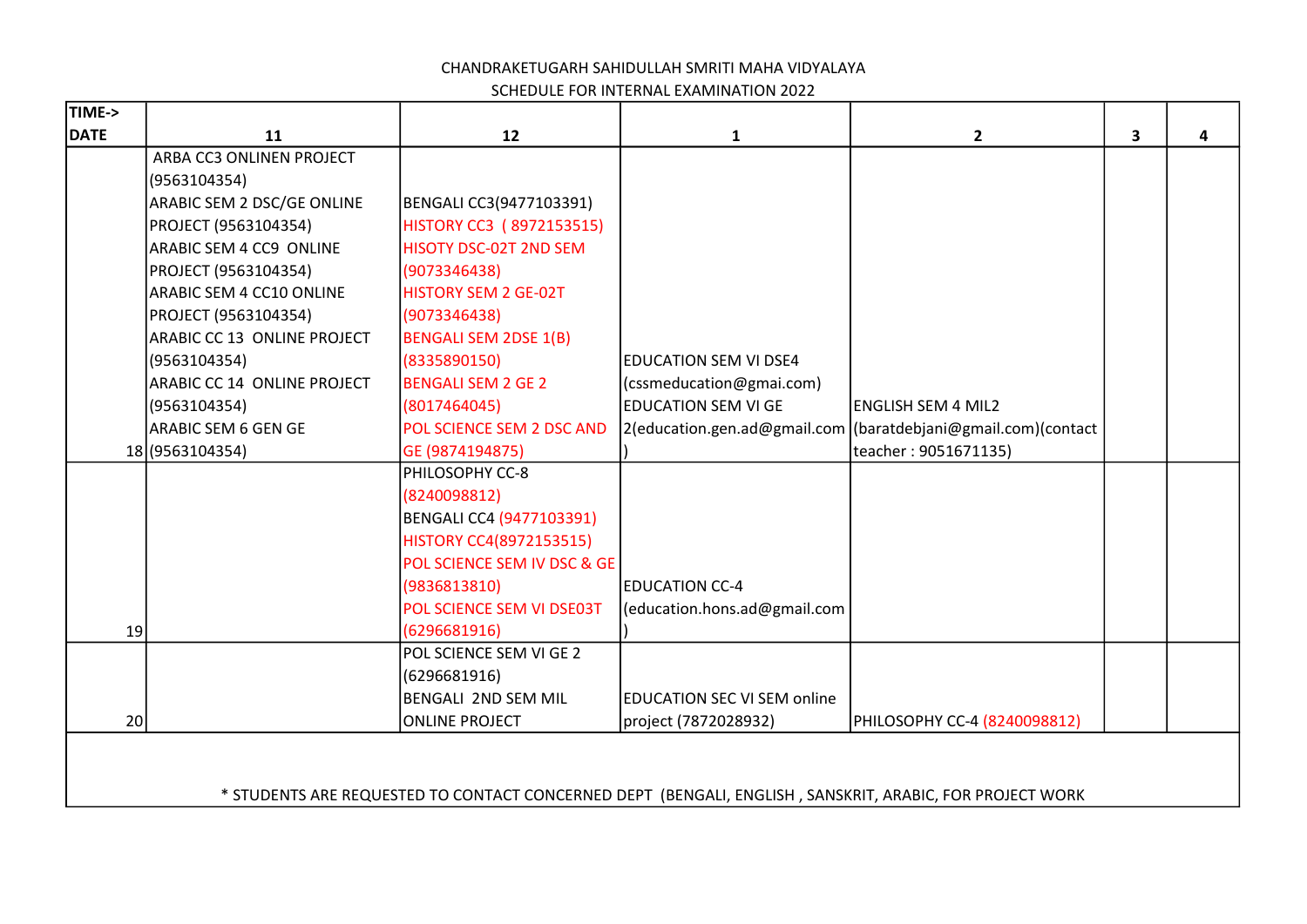CHANDRAKETUGARH SAHIDULLAH SMRITI MAHA VIDYALAYA

SCHEDULE FOR INTERNAL EXAMINATION 2022

| TIME-> DATE | 11 | 12 | 1 | 2 | 3 | 4 |
|---|---|---|---|---|---|---|
| 18 | ARBA CC3 ONLINEN PROJECT (9563104354) ARABIC SEM 2 DSC/GE ONLINE PROJECT (9563104354) ARABIC SEM 4 CC9 ONLINE PROJECT (9563104354) ARABIC SEM 4 CC10 ONLINE PROJECT (9563104354) ARABIC CC 13 ONLINE PROJECT (9563104354) ARABIC CC 14 ONLINE PROJECT (9563104354) ARABIC SEM 6 GEN GE (9563104354) | BENGALI CC3(9477103391) HISTORY CC3 ( 8972153515) HISOTY DSC-02T 2ND SEM (9073346438) HISTORY SEM 2 GE-02T (9073346438) BENGALI SEM 2DSE 1(B) (8335890150) BENGALI SEM 2 GE 2 (8017464045) POL SCIENCE SEM 2 DSC AND GE (9874194875) | EDUCATION SEM VI DSE4 (cssmeducation@gmai.com) EDUCATION SEM VI GE 2(education.gen.ad@gmail.com ) | ENGLISH SEM 4 MIL2 (baratdebjani@gmail.com)(contact teacher : 9051671135) | | |
| 19 | | PHILOSOPHY CC-8 (8240098812) BENGALI CC4 (9477103391) HISTORY CC4(8972153515) POL SCIENCE SEM IV DSC & GE (9836813810) POL SCIENCE SEM VI DSE03T (6296681916) | EDUCATION CC-4 (education.hons.ad@gmail.com ) | | | |
| 20 | | POL SCIENCE SEM VI GE 2 (6296681916) BENGALI 2ND SEM MIL ONLINE PROJECT | EDUCATION SEC VI SEM online project (7872028932) | PHILOSOPHY CC-4 (8240098812) | | |

* STUDENTS ARE REQUESTED TO CONTACT CONCERNED DEPT (BENGALI, ENGLISH , SANSKRIT, ARABIC, FOR PROJECT WORK